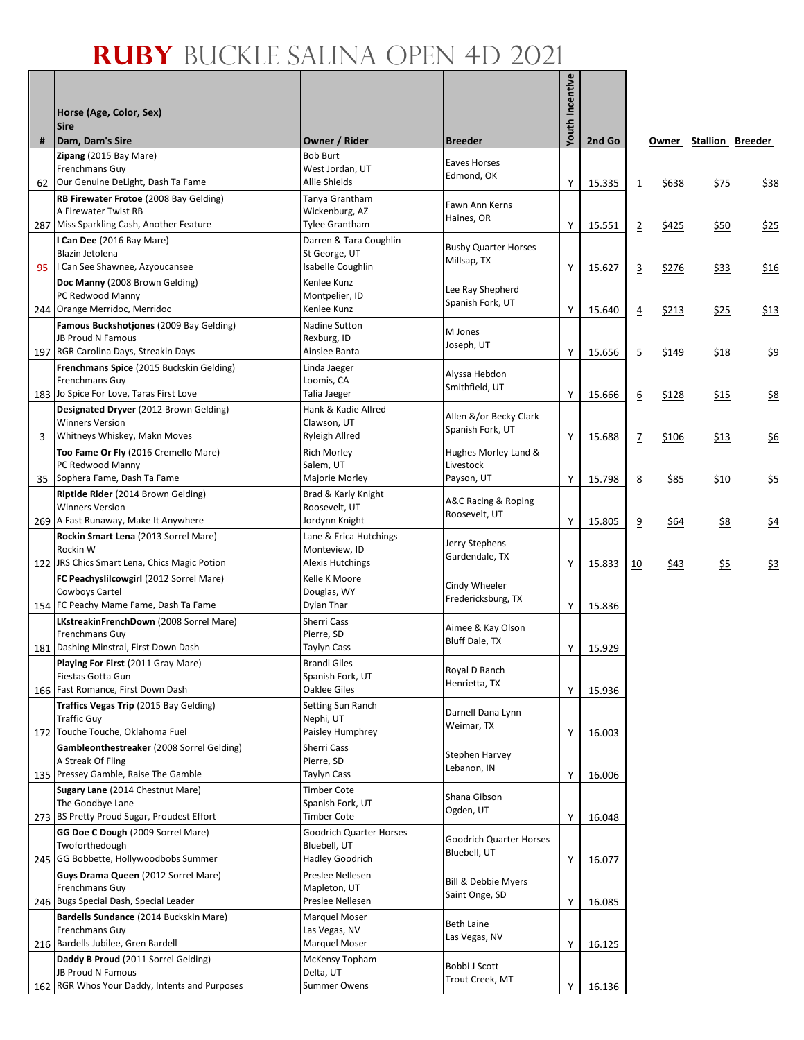# RUBY BUCKLE SALINA OPEN 4D 2021

| # | Horse (Age, Color, Sex)<br>Sire<br>Dam, Dam's Sire | Owner / Rider | Breeder | Youth Incentive | 2nd Go | | Owner | Stallion | Breeder |
|---|---|---|---|---|---|---|---|---|---|
| 62 | **Zipang** (2015 Bay Mare)<br>Frenchmans Guy<br>Our Genuine DeLight, Dash Ta Fame | Bob Burt<br>West Jordan, UT<br>Allie Shields | Eaves Horses<br>Edmond, OK | Y | 15.335 | 1 | $638 | $75 | $38 |
| 287 | **RB Firewater Frotoe** (2008 Bay Gelding)<br>A Firewater Twist RB<br>Miss Sparkling Cash, Another Feature | Tanya Grantham<br>Wickenburg, AZ<br>Tylee Grantham | Fawn Ann Kerns<br>Haines, OR | Y | 15.551 | 2 | $425 | $50 | $25 |
| 95 | **I Can Dee** (2016 Bay Mare)<br>Blazin Jetolena<br>I Can See Shawnee, Azyoucansee | Darren & Tara Coughlin<br>St George, UT<br>Isabelle Coughlin | Busby Quarter Horses<br>Millsap, TX | Y | 15.627 | 3 | $276 | $33 | $16 |
| 244 | **Doc Manny** (2008 Brown Gelding)<br>PC Redwood Manny<br>Orange Merridoc, Merridoc | Kenlee Kunz<br>Montpelier, ID<br>Kenlee Kunz | Lee Ray Shepherd<br>Spanish Fork, UT | Y | 15.640 | 4 | $213 | $25 | $13 |
| 197 | **Famous Buckshotjones** (2009 Bay Gelding)<br>JB Proud N Famous<br>RGR Carolina Days, Streakin Days | Nadine Sutton<br>Rexburg, ID<br>Ainslee Banta | M Jones<br>Joseph, UT | Y | 15.656 | 5 | $149 | $18 | $9 |
| 183 | **Frenchmans Spice** (2015 Buckskin Gelding)<br>Frenchmans Guy<br>Jo Spice For Love, Taras First Love | Linda Jaeger<br>Loomis, CA<br>Talia Jaeger | Alyssa Hebdon<br>Smithfield, UT | Y | 15.666 | 6 | $128 | $15 | $8 |
| 3 | **Designated Dryver** (2012 Brown Gelding)<br>Winners Version<br>Whitneys Whiskey, Makn Moves | Hank & Kadie Allred<br>Clawson, UT<br>Ryleigh Allred | Allen &/or Becky Clark<br>Spanish Fork, UT | Y | 15.688 | 7 | $106 | $13 | $6 |
| 35 | **Too Fame Or Fly** (2016 Cremello Mare)<br>PC Redwood Manny<br>Sophera Fame, Dash Ta Fame | Rich Morley<br>Salem, UT<br>Majorie Morley | Hughes Morley Land & Livestock<br>Payson, UT | Y | 15.798 | 8 | $85 | $10 | $5 |
| 269 | **Riptide Rider** (2014 Brown Gelding)<br>Winners Version<br>A Fast Runaway, Make It Anywhere | Brad & Karly Knight<br>Roosevelt, UT<br>Jordynn Knight | A&C Racing & Roping<br>Roosevelt, UT | Y | 15.805 | 9 | $64 | $8 | $4 |
| 122 | **Rockin Smart Lena** (2013 Sorrel Mare)<br>Rockin W<br>JRS Chics Smart Lena, Chics Magic Potion | Lane & Erica Hutchings<br>Monteview, ID<br>Alexis Hutchings | Jerry Stephens<br>Gardendale, TX | Y | 15.833 | 10 | $43 | $5 | $3 |
| 154 | **FC Peachyslilcowgirl** (2012 Sorrel Mare)<br>Cowboys Cartel<br>FC Peachy Mame Fame, Dash Ta Fame | Kelle K Moore<br>Douglas, WY<br>Dylan Thar | Cindy Wheeler<br>Fredericksburg, TX | Y | 15.836 | | | | |
| 181 | **LKstreakinFrenchDown** (2008 Sorrel Mare)<br>Frenchmans Guy<br>Dashing Minstral, First Down Dash | Sherri Cass<br>Pierre, SD<br>Taylyn Cass | Aimee & Kay Olson<br>Bluff Dale, TX | Y | 15.929 | | | | |
| 166 | **Playing For First** (2011 Gray Mare)<br>Fiestas Gotta Gun<br>Fast Romance, First Down Dash | Brandi Giles<br>Spanish Fork, UT<br>Oaklee Giles | Royal D Ranch<br>Henrietta, TX | Y | 15.936 | | | | |
| 172 | **Traffics Vegas Trip** (2015 Bay Gelding)<br>Traffic Guy<br>Touche Touche, Oklahoma Fuel | Setting Sun Ranch<br>Nephi, UT<br>Paisley Humphrey | Darnell Dana Lynn<br>Weimar, TX | Y | 16.003 | | | | |
| 135 | **Gambleonthestreaker** (2008 Sorrel Gelding)<br>A Streak Of Fling<br>Pressey Gamble, Raise The Gamble | Sherri Cass<br>Pierre, SD<br>Taylyn Cass | Stephen Harvey<br>Lebanon, IN | Y | 16.006 | | | | |
| 273 | **Sugary Lane** (2014 Chestnut Mare)<br>The Goodbye Lane<br>BS Pretty Proud Sugar, Proudest Effort | Timber Cote<br>Spanish Fork, UT<br>Timber Cote | Shana Gibson<br>Ogden, UT | Y | 16.048 | | | | |
| 245 | **GG Doe C Dough** (2009 Sorrel Mare)<br>Twoforthedough<br>GG Bobbette, Hollywoodbobs Summer | Goodrich Quarter Horses<br>Bluebell, UT<br>Hadley Goodrich | Goodrich Quarter Horses<br>Bluebell, UT | Y | 16.077 | | | | |
| 246 | **Guys Drama Queen** (2012 Sorrel Mare)<br>Frenchmans Guy<br>Bugs Special Dash, Special Leader | Preslee Nellesen<br>Mapleton, UT<br>Preslee Nellesen | Bill & Debbie Myers<br>Saint Onge, SD | Y | 16.085 | | | | |
| 216 | **Bardells Sundance** (2014 Buckskin Mare)<br>Frenchmans Guy<br>Bardells Jubilee, Gren Bardell | Marquel Moser<br>Las Vegas, NV<br>Marquel Moser | Beth Laine<br>Las Vegas, NV | Y | 16.125 | | | | |
| 162 | **Daddy B Proud** (2011 Sorrel Gelding)<br>JB Proud N Famous<br>RGR Whos Your Daddy, Intents and Purposes | McKensy Topham<br>Delta, UT<br>Summer Owens | Bobbi J Scott<br>Trout Creek, MT | Y | 16.136 | | | | |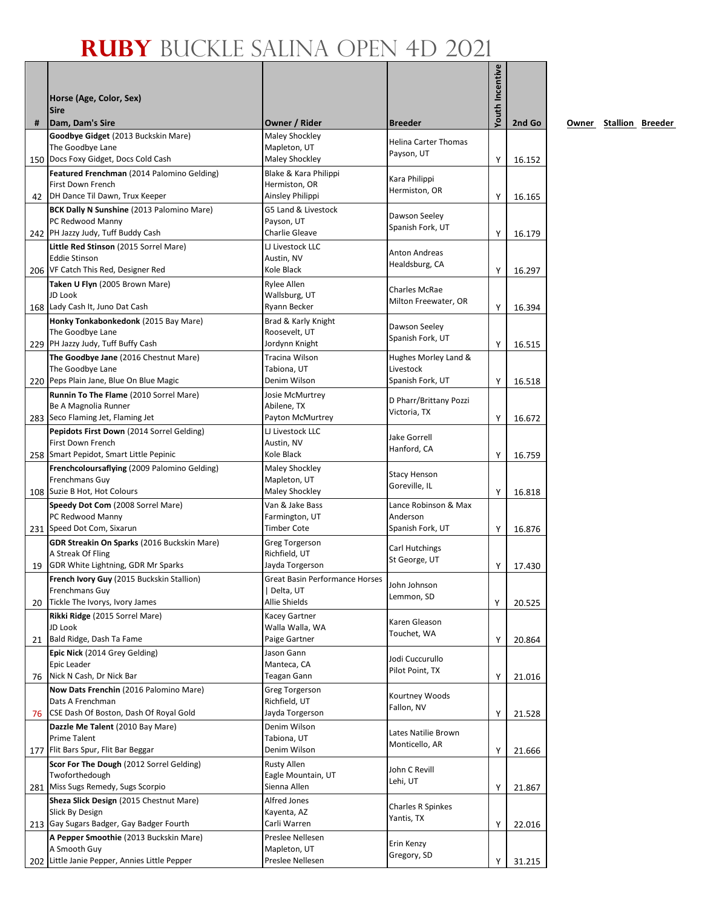# **RUBY** BUCKLE SALINA OPEN 4D 2021

| # | Horse (Age, Color, Sex)<br>Sire<br>Dam, Dam's Sire | Owner / Rider | Breeder | Youth Incentive | 2nd Go |
|---|---|---|---|---|---|
| 150 | **Goodbye Gidget** (2013 Buckskin Mare)<br>The Goodbye Lane<br>Docs Foxy Gidget, Docs Cold Cash | Maley Shockley<br>Mapleton, UT<br>Maley Shockley | Helina Carter Thomas<br>Payson, UT | Y | 16.152 |
| 42 | **Featured Frenchman** (2014 Palomino Gelding)<br>First Down French<br>DH Dance Til Dawn, Trux Keeper | Blake & Kara Philippi<br>Hermiston, OR<br>Ainsley Philippi | Kara Philippi<br>Hermiston, OR | Y | 16.165 |
| 242 | **BCK Dally N Sunshine** (2013 Palomino Mare)<br>PC Redwood Manny<br>PH Jazzy Judy, Tuff Buddy Cash | G5 Land & Livestock<br>Payson, UT<br>Charlie Gleave | Dawson Seeley<br>Spanish Fork, UT | Y | 16.179 |
| 206 | **Little Red Stinson** (2015 Sorrel Mare)<br>Eddie Stinson<br>VF Catch This Red, Designer Red | LJ Livestock LLC<br>Austin, NV<br>Kole Black | Anton Andreas<br>Healdsburg, CA | Y | 16.297 |
| 168 | **Taken U Flyn** (2005 Brown Mare)<br>JD Look<br>Lady Cash It, Juno Dat Cash | Rylee Allen<br>Wallsburg, UT<br>Ryann Becker | Charles McRae<br>Milton Freewater, OR | Y | 16.394 |
| 229 | **Honky Tonkabonkedonk** (2015 Bay Mare)<br>The Goodbye Lane<br>PH Jazzy Judy, Tuff Buffy Cash | Brad & Karly Knight<br>Roosevelt, UT<br>Jordynn Knight | Dawson Seeley<br>Spanish Fork, UT | Y | 16.515 |
| 220 | **The Goodbye Jane** (2016 Chestnut Mare)<br>The Goodbye Lane<br>Peps Plain Jane, Blue On Blue Magic | Tracina Wilson<br>Tabiona, UT<br>Denim Wilson | Hughes Morley Land &<br>Livestock<br>Spanish Fork, UT | Y | 16.518 |
| 283 | **Runnin To The Flame** (2010 Sorrel Mare)<br>Be A Magnolia Runner<br>Seco Flaming Jet, Flaming Jet | Josie McMurtrey<br>Abilene, TX<br>Payton McMurtrey | D Pharr/Brittany Pozzi<br>Victoria, TX | Y | 16.672 |
| 258 | **Pepidots First Down** (2014 Sorrel Gelding)<br>First Down French<br>Smart Pepidot, Smart Little Pepinic | LJ Livestock LLC<br>Austin, NV<br>Kole Black | Jake Gorrell<br>Hanford, CA | Y | 16.759 |
| 108 | **Frenchcoloursaflying** (2009 Palomino Gelding)<br>Frenchmans Guy<br>Suzie B Hot, Hot Colours | Maley Shockley<br>Mapleton, UT<br>Maley Shockley | Stacy Henson<br>Goreville, IL | Y | 16.818 |
| 231 | **Speedy Dot Com** (2008 Sorrel Mare)<br>PC Redwood Manny<br>Speed Dot Com, Sixarun | Van & Jake Bass<br>Farmington, UT<br>Timber Cote | Lance Robinson & Max<br>Anderson<br>Spanish Fork, UT | Y | 16.876 |
| 19 | **GDR Streakin On Sparks** (2016 Buckskin Mare)<br>A Streak Of Fling<br>GDR White Lightning, GDR Mr Sparks | Greg Torgerson<br>Richfield, UT<br>Jayda Torgerson | Carl Hutchings<br>St George, UT | Y | 17.430 |
| 20 | **French Ivory Guy** (2015 Buckskin Stallion)<br>Frenchmans Guy<br>Tickle The Ivorys, Ivory James | Great Basin Performance Horses<br>\| Delta, UT<br>Allie Shields | John Johnson<br>Lemmon, SD | Y | 20.525 |
| 21 | **Rikki Ridge** (2015 Sorrel Mare)<br>JD Look<br>Bald Ridge, Dash Ta Fame | Kacey Gartner<br>Walla Walla, WA<br>Paige Gartner | Karen Gleason<br>Touchet, WA | Y | 20.864 |
| 76 | **Epic Nick** (2014 Grey Gelding)<br>Epic Leader<br>Nick N Cash, Dr Nick Bar | Jason Gann<br>Manteca, CA<br>Teagan Gann | Jodi Cuccurullo<br>Pilot Point, TX | Y | 21.016 |
| 76 | **Now Dats Frenchin** (2016 Palomino Mare)<br>Dats A Frenchman<br>CSE Dash Of Boston, Dash Of Royal Gold | Greg Torgerson<br>Richfield, UT<br>Jayda Torgerson | Kourtney Woods<br>Fallon, NV | Y | 21.528 |
| 177 | **Dazzle Me Talent** (2010 Bay Mare)<br>Prime Talent<br>Flit Bars Spur, Flit Bar Beggar | Denim Wilson<br>Tabiona, UT<br>Denim Wilson | Lates Natilie Brown<br>Monticello, AR | Y | 21.666 |
| 281 | **Scor For The Dough** (2012 Sorrel Gelding)<br>Twoforthedough<br>Miss Sugs Remedy, Sugs Scorpio | Rusty Allen<br>Eagle Mountain, UT<br>Sienna Allen | John C Revill<br>Lehi, UT | Y | 21.867 |
| 213 | **Sheza Slick Design** (2015 Chestnut Mare)<br>Slick By Design<br>Gay Sugars Badger, Gay Badger Fourth | Alfred Jones<br>Kayenta, AZ<br>Carli Warren | Charles R Spinkes<br>Yantis, TX | Y | 22.016 |
| 202 | **A Pepper Smoothie** (2013 Buckskin Mare)<br>A Smooth Guy<br>Little Janie Pepper, Annies Little Pepper | Preslee Nellesen<br>Mapleton, UT<br>Preslee Nellesen | Erin Kenzy<br>Gregory, SD | Y | 31.215 |

Owner Stallion Breeder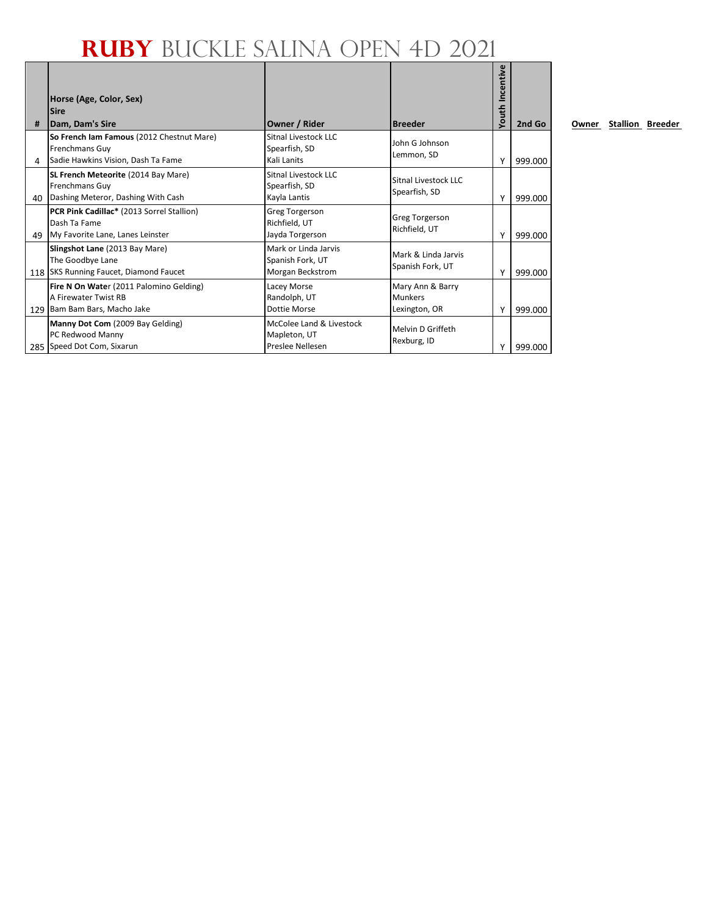# **RUBY** BUCKLE SALINA OPEN 4D 2021

| # | Horse (Age, Color, Sex)<br>Sire<br>Dam, Dam's Sire | Owner / Rider | Breeder | Youth Incentive | 2nd Go |
|---|---|---|---|---|---|
| 4 | **So French Iam Famous** (2012 Chestnut Mare)<br>Frenchmans Guy<br>Sadie Hawkins Vision, Dash Ta Fame | Sitnal Livestock LLC<br>Spearfish, SD<br>Kali Lanits | John G Johnson<br>Lemmon, SD | Y | 999.000 |
| 40 | **SL French Meteorite** (2014 Bay Mare)<br>Frenchmans Guy<br>Dashing Meteror, Dashing With Cash | Sitnal Livestock LLC<br>Spearfish, SD<br>Kayla Lantis | Sitnal Livestock LLC<br>Spearfish, SD | Y | 999.000 |
| 49 | **PCR Pink Cadillac*** (2013 Sorrel Stallion)<br>Dash Ta Fame<br>My Favorite Lane, Lanes Leinster | Greg Torgerson<br>Richfield, UT<br>Jayda Torgerson | Greg Torgerson<br>Richfield, UT | Y | 999.000 |
| 118 | **Slingshot Lane** (2013 Bay Mare)<br>The Goodbye Lane<br>SKS Running Faucet, Diamond Faucet | Mark or Linda Jarvis<br>Spanish Fork, UT<br>Morgan Beckstrom | Mark & Linda Jarvis<br>Spanish Fork, UT | Y | 999.000 |
| 129 | **Fire N On Wate**r (2011 Palomino Gelding)<br>A Firewater Twist RB<br>Bam Bam Bars, Macho Jake | Lacey Morse<br>Randolph, UT<br>Dottie Morse | Mary Ann & Barry Munkers<br>Lexington, OR | Y | 999.000 |
| 285 | **Manny Dot Com** (2009 Bay Gelding)<br>PC Redwood Manny<br>Speed Dot Com, Sixarun | McColee Land & Livestock<br>Mapleton, UT<br>Preslee Nellesen | Melvin D Griffeth<br>Rexburg, ID | Y | 999.000 |

Owner Stallion Breeder